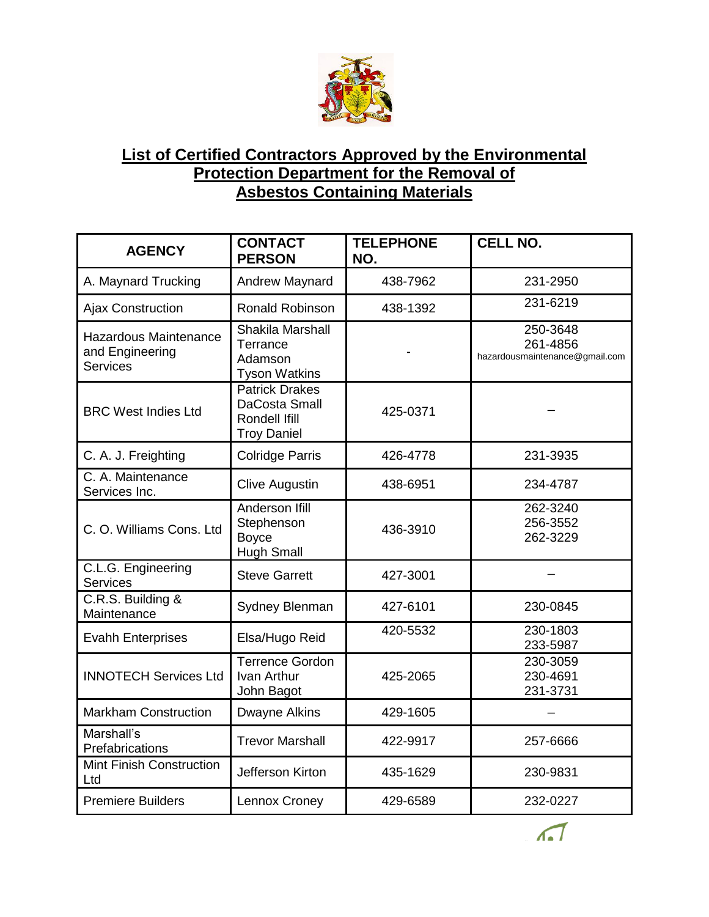# List of Certified Contractors Approved by the Environmental Protection Department for the Removal of Asbestos Containing Materials

| AGENCY | CONTACT PERSON | TELEPHONE NO. | CELL NO. |
|---|---|---|---|
| A. Maynard Trucking | Andrew Maynard | 438-7962 | 231-2950 |
| Ajax Construction | Ronald Robinson | 438-1392 | 231-6219 |
| Hazardous Maintenance and Engineering Services | Shakila Marshall<br>Terrance Adamson<br>Tyson Watkins | - | 250-3648<br>261-4856<br>hazardousmaintenance@gmail.com |
| BRC West Indies Ltd | Patrick Drakes<br>DaCosta Small<br>Rondell Ifill<br>Troy Daniel | 425-0371 | – |
| C. A. J. Freighting | Colridge Parris | 426-4778 | 231-3935 |
| C. A. Maintenance Services Inc. | Clive Augustin | 438-6951 | 234-4787 |
| C. O. Williams Cons. Ltd | Anderson Ifill<br>Stephenson Boyce<br>Hugh Small | 436-3910 | 262-3240<br>256-3552<br>262-3229 |
| C.L.G. Engineering Services | Steve Garrett | 427-3001 | – |
| C.R.S. Building & Maintenance | Sydney Blenman | 427-6101 | 230-0845 |
| Evahh Enterprises | Elsa/Hugo Reid | 420-5532 | 230-1803<br>233-5987 |
| INNOTECH Services Ltd | Terrence Gordon<br>Ivan Arthur<br>John Bagot | 425-2065 | 230-3059<br>230-4691<br>231-3731 |
| Markham Construction | Dwayne Alkins | 429-1605 | – |
| Marshall's Prefabrications | Trevor Marshall | 422-9917 | 257-6666 |
| Mint Finish Construction Ltd | Jefferson Kirton | 435-1629 | 230-9831 |
| Premiere Builders | Lennox Croney | 429-6589 | 232-0227 |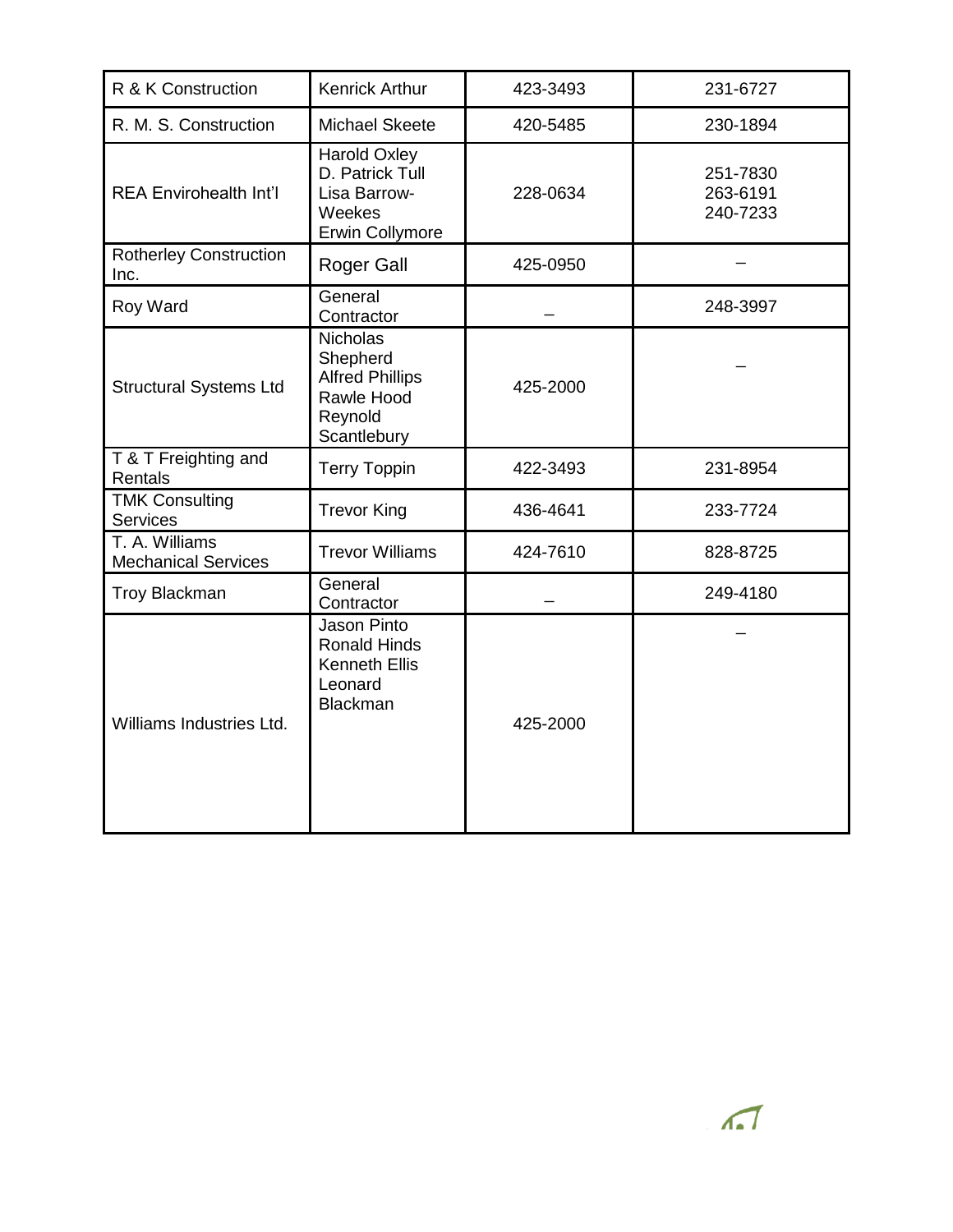| R & K Construction | Kenrick Arthur | 423-3493 | 231-6727 |
|---|---|---|---|
| R. M. S. Construction | Michael Skeete | 420-5485 | 230-1894 |
| REA Envirohealth Int'l | Harold Oxley<br>D. Patrick Tull<br>Lisa Barrow-Weekes<br>Erwin Collymore | 228-0634 | 251-7830<br>263-6191<br>240-7233 |
| Rotherley Construction Inc. | Roger Gall | 425-0950 | – |
| Roy Ward | General Contractor | – | 248-3997 |
| Structural Systems Ltd | Nicholas Shepherd<br>Alfred Phillips<br>Rawle Hood<br>Reynold Scantlebury | 425-2000 | – |
| T & T Freighting and Rentals | Terry Toppin | 422-3493 | 231-8954 |
| TMK Consulting Services | Trevor King | 436-4641 | 233-7724 |
| T. A. Williams Mechanical Services | Trevor Williams | 424-7610 | 828-8725 |
| Troy Blackman | General Contractor | – | 249-4180 |
| Williams Industries Ltd. | Jason Pinto<br>Ronald Hinds<br>Kenneth Ellis<br>Leonard Blackman | 425-2000 | – |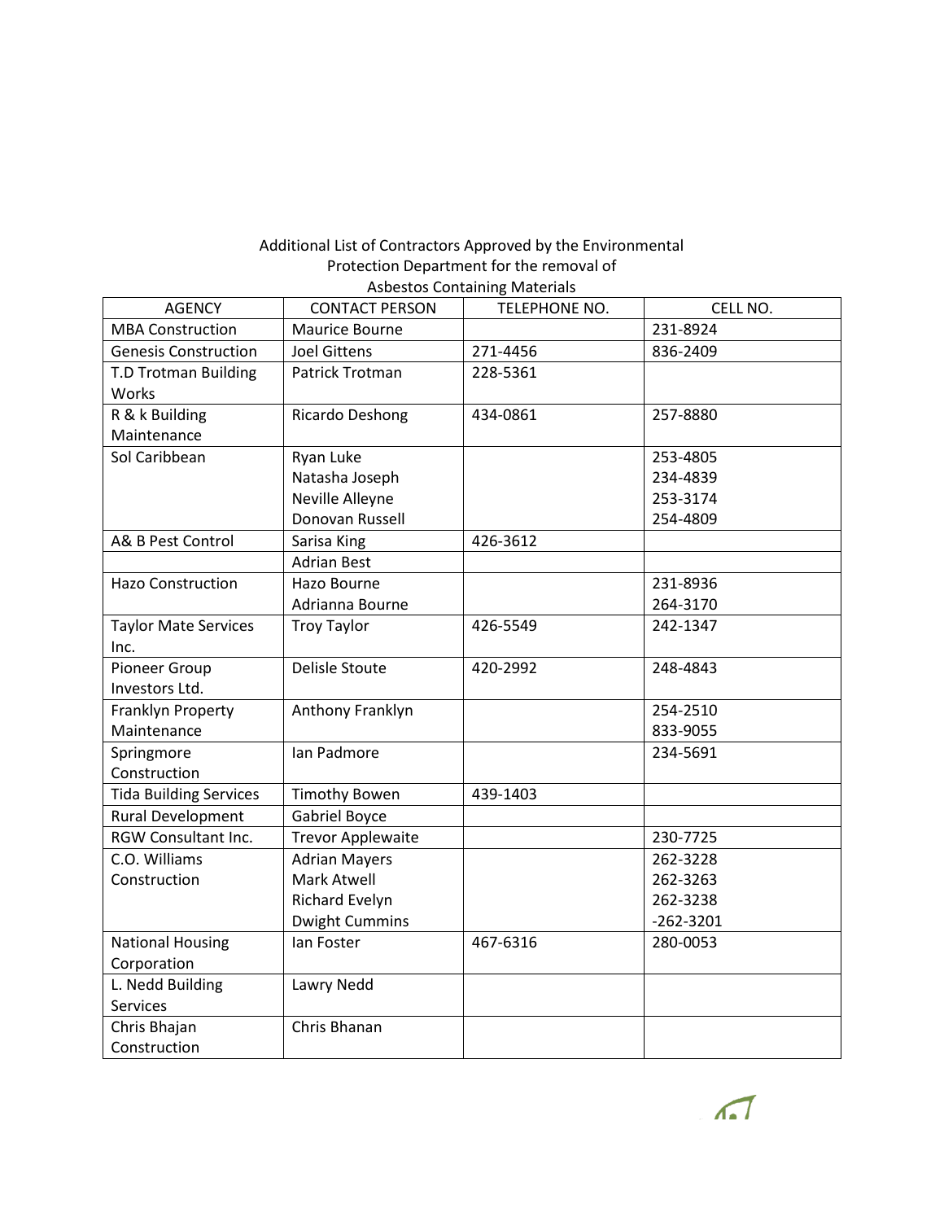Additional List of Contractors Approved by the Environmental Protection Department for the removal of Asbestos Containing Materials

| AGENCY | CONTACT PERSON | TELEPHONE NO. | CELL NO. |
|---|---|---|---|
| MBA Construction | Maurice Bourne | | 231-8924 |
| Genesis Construction | Joel Gittens | 271-4456 | 836-2409 |
| T.D Trotman Building Works | Patrick Trotman | 228-5361 | |
| R & k Building Maintenance | Ricardo Deshong | 434-0861 | 257-8880 |
| Sol Caribbean | Ryan Luke<br>Natasha Joseph<br>Neville Alleyne<br>Donovan Russell | | 253-4805<br>234-4839<br>253-3174<br>254-4809 |
| A& B Pest Control | Sarisa King | 426-3612 | |
| | Adrian Best | | |
| Hazo Construction | Hazo Bourne<br>Adrianna Bourne | | 231-8936<br>264-3170 |
| Taylor Mate Services Inc. | Troy Taylor | 426-5549 | 242-1347 |
| Pioneer Group Investors Ltd. | Delisle Stoute | 420-2992 | 248-4843 |
| Franklyn Property Maintenance | Anthony Franklyn | | 254-2510<br>833-9055 |
| Springmore Construction | Ian Padmore | | 234-5691 |
| Tida Building Services | Timothy Bowen | 439-1403 | |
| Rural Development | Gabriel Boyce | | |
| RGW Consultant Inc. | Trevor Applewaite | | 230-7725 |
| C.O. Williams Construction | Adrian Mayers<br>Mark Atwell<br>Richard Evelyn<br>Dwight Cummins | | 262-3228<br>262-3263<br>262-3238<br>-262-3201 |
| National Housing Corporation | Ian Foster | 467-6316 | 280-0053 |
| L. Nedd Building Services | Lawry Nedd | | |
| Chris Bhajan Construction | Chris Bhanan | | |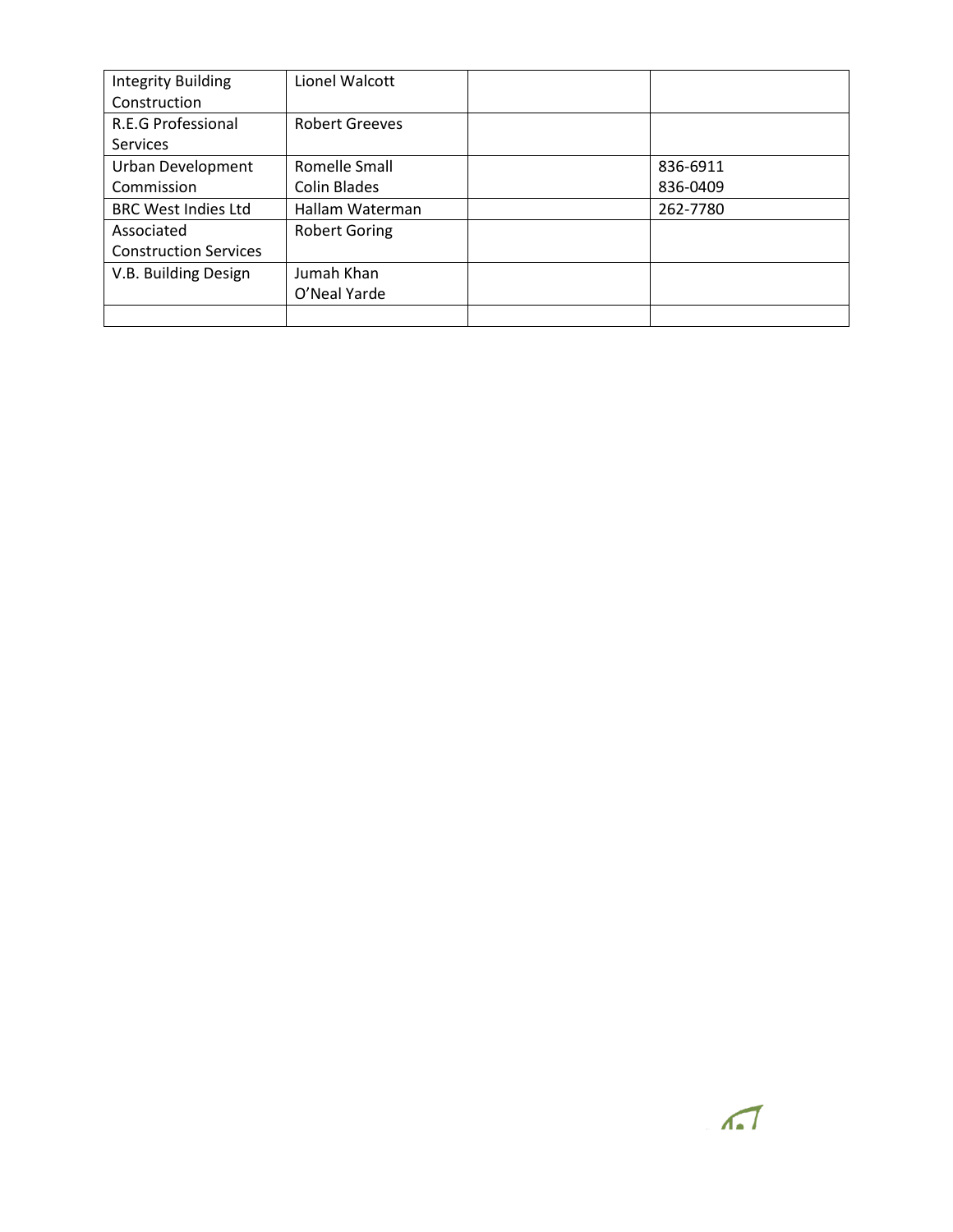| | | | |
|---|---|---|---|
| Integrity Building Construction | Lionel Walcott | | |
| R.E.G Professional Services | Robert Greeves | | |
| Urban Development Commission | Romelle Small<br>Colin Blades | | 836-6911<br>836-0409 |
| BRC West Indies Ltd | Hallam Waterman | | 262-7780 |
| Associated Construction Services | Robert Goring | | |
| V.B. Building Design | Jumah Khan<br>O'Neal Yarde | | |
| | | | |